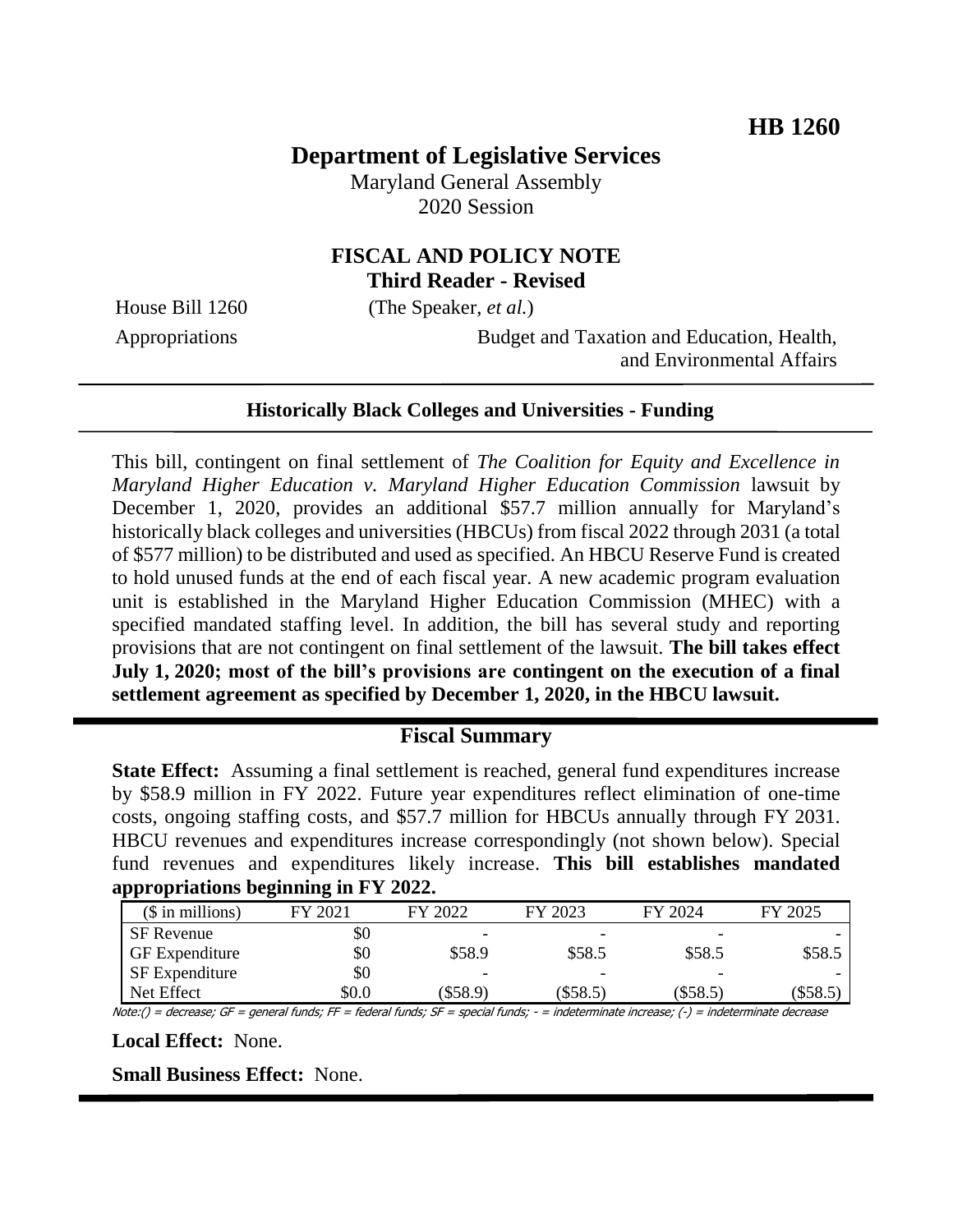**HB 1260**

# Department of Legislative Services

Maryland General Assembly
2020 Session

## FISCAL AND POLICY NOTE
**Third Reader - Revised**

House Bill 1260 (The Speaker, *et al.*)

Appropriations — Budget and Taxation and Education, Health, and Environmental Affairs

---

**Historically Black Colleges and Universities - Funding**

---

This bill, contingent on final settlement of *The Coalition for Equity and Excellence in Maryland Higher Education v. Maryland Higher Education Commission* lawsuit by December 1, 2020, provides an additional $57.7 million annually for Maryland's historically black colleges and universities (HBCUs) from fiscal 2022 through 2031 (a total of $577 million) to be distributed and used as specified. An HBCU Reserve Fund is created to hold unused funds at the end of each fiscal year. A new academic program evaluation unit is established in the Maryland Higher Education Commission (MHEC) with a specified mandated staffing level. In addition, the bill has several study and reporting provisions that are not contingent on final settlement of the lawsuit. **The bill takes effect July 1, 2020; most of the bill's provisions are contingent on the execution of a final settlement agreement as specified by December 1, 2020, in the HBCU lawsuit.**

---

## Fiscal Summary

**State Effect:** Assuming a final settlement is reached, general fund expenditures increase by $58.9 million in FY 2022. Future year expenditures reflect elimination of one-time costs, ongoing staffing costs, and $57.7 million for HBCUs annually through FY 2031. HBCU revenues and expenditures increase correspondingly (not shown below). Special fund revenues and expenditures likely increase. **This bill establishes mandated appropriations beginning in FY 2022.**

| ($ in millions) | FY 2021 | FY 2022 | FY 2023 | FY 2024 | FY 2025 |
|---|---|---|---|---|---|
| SF Revenue | $0 | - | - | - | - |
| GF Expenditure | $0 | $58.9 | $58.5 | $58.5 | $58.5 |
| SF Expenditure | $0 | - | - | - | - |
| Net Effect | $0.0 | ($58.9) | ($58.5) | ($58.5) | ($58.5) |

Note:() = decrease; GF = general funds; FF = federal funds; SF = special funds; - = indeterminate increase; (-) = indeterminate decrease

**Local Effect:** None.

**Small Business Effect:** None.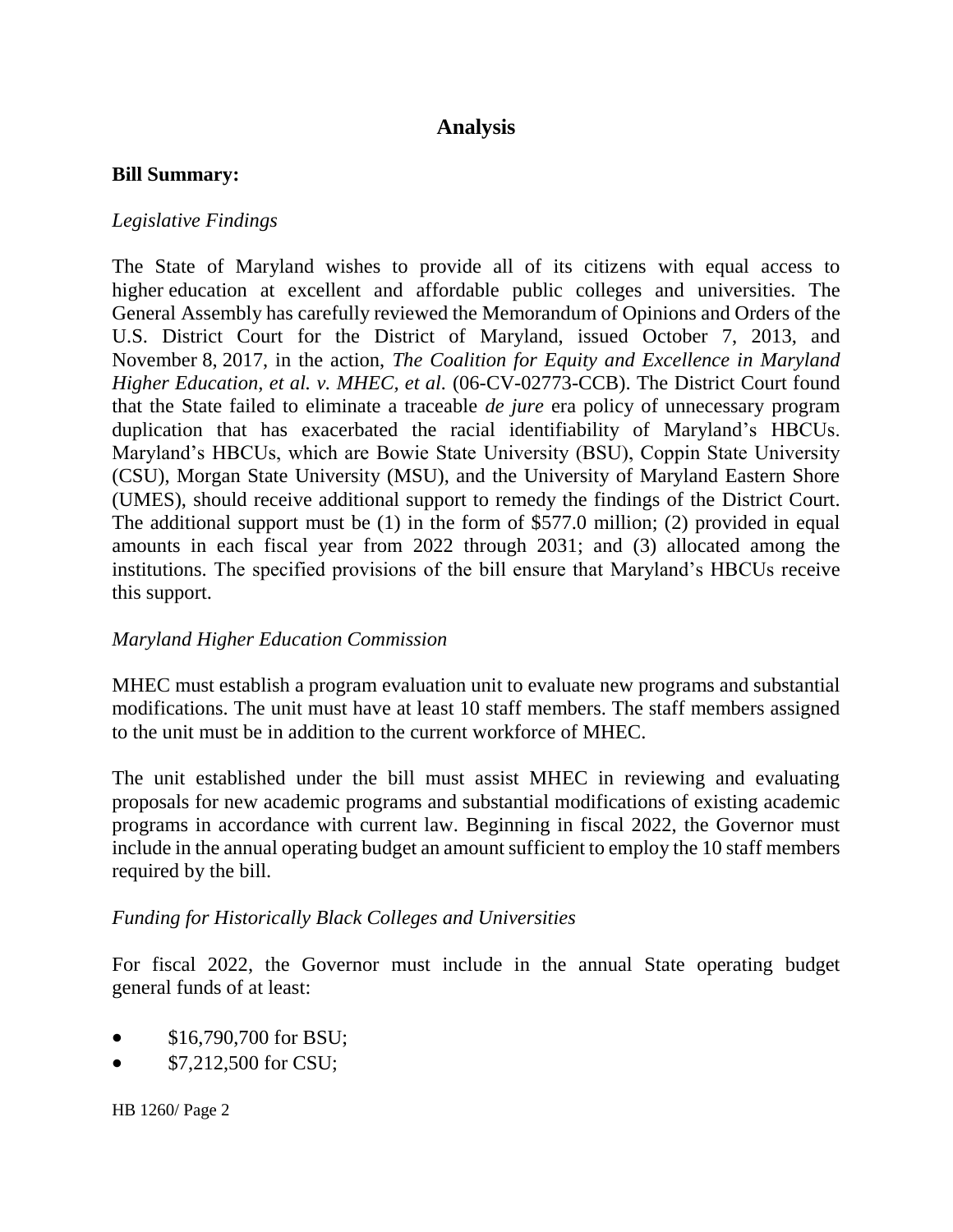## Analysis

**Bill Summary:**

*Legislative Findings*

The State of Maryland wishes to provide all of its citizens with equal access to higher education at excellent and affordable public colleges and universities. The General Assembly has carefully reviewed the Memorandum of Opinions and Orders of the U.S. District Court for the District of Maryland, issued October 7, 2013, and November 8, 2017, in the action, *The Coalition for Equity and Excellence in Maryland Higher Education, et al. v. MHEC, et al.* (06-CV-02773-CCB). The District Court found that the State failed to eliminate a traceable *de jure* era policy of unnecessary program duplication that has exacerbated the racial identifiability of Maryland's HBCUs. Maryland's HBCUs, which are Bowie State University (BSU), Coppin State University (CSU), Morgan State University (MSU), and the University of Maryland Eastern Shore (UMES), should receive additional support to remedy the findings of the District Court. The additional support must be (1) in the form of $577.0 million; (2) provided in equal amounts in each fiscal year from 2022 through 2031; and (3) allocated among the institutions. The specified provisions of the bill ensure that Maryland's HBCUs receive this support.

*Maryland Higher Education Commission*

MHEC must establish a program evaluation unit to evaluate new programs and substantial modifications. The unit must have at least 10 staff members. The staff members assigned to the unit must be in addition to the current workforce of MHEC.

The unit established under the bill must assist MHEC in reviewing and evaluating proposals for new academic programs and substantial modifications of existing academic programs in accordance with current law. Beginning in fiscal 2022, the Governor must include in the annual operating budget an amount sufficient to employ the 10 staff members required by the bill.

*Funding for Historically Black Colleges and Universities*

For fiscal 2022, the Governor must include in the annual State operating budget general funds of at least:

- $16,790,700 for BSU;
- $7,212,500 for CSU;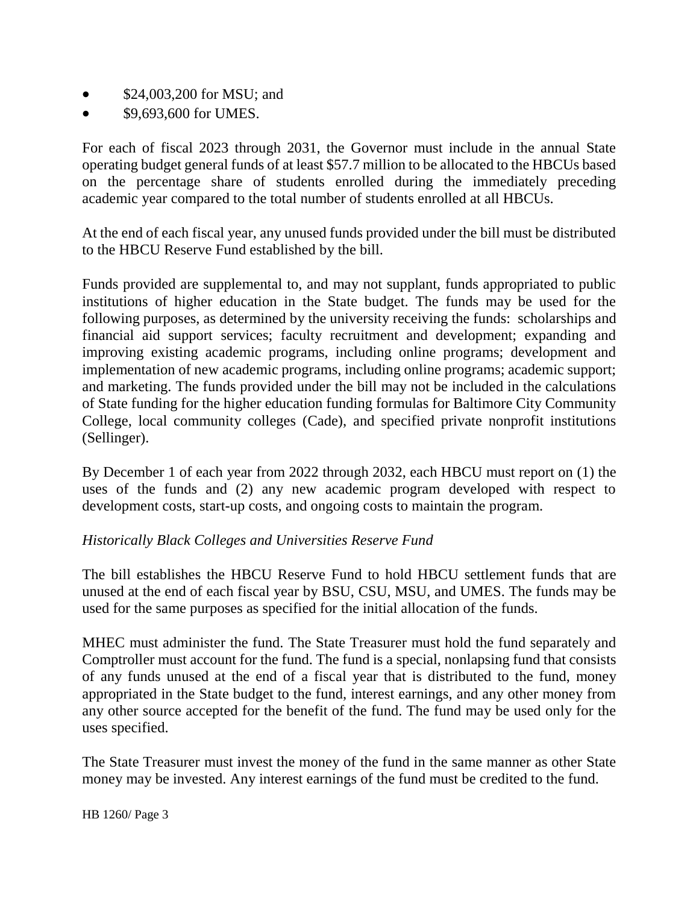- $24,003,200 for MSU; and
- $9,693,600 for UMES.

For each of fiscal 2023 through 2031, the Governor must include in the annual State operating budget general funds of at least $57.7 million to be allocated to the HBCUs based on the percentage share of students enrolled during the immediately preceding academic year compared to the total number of students enrolled at all HBCUs.

At the end of each fiscal year, any unused funds provided under the bill must be distributed to the HBCU Reserve Fund established by the bill.

Funds provided are supplemental to, and may not supplant, funds appropriated to public institutions of higher education in the State budget. The funds may be used for the following purposes, as determined by the university receiving the funds: scholarships and financial aid support services; faculty recruitment and development; expanding and improving existing academic programs, including online programs; development and implementation of new academic programs, including online programs; academic support; and marketing. The funds provided under the bill may not be included in the calculations of State funding for the higher education funding formulas for Baltimore City Community College, local community colleges (Cade), and specified private nonprofit institutions (Sellinger).

By December 1 of each year from 2022 through 2032, each HBCU must report on (1) the uses of the funds and (2) any new academic program developed with respect to development costs, start-up costs, and ongoing costs to maintain the program.

*Historically Black Colleges and Universities Reserve Fund*

The bill establishes the HBCU Reserve Fund to hold HBCU settlement funds that are unused at the end of each fiscal year by BSU, CSU, MSU, and UMES. The funds may be used for the same purposes as specified for the initial allocation of the funds.

MHEC must administer the fund. The State Treasurer must hold the fund separately and Comptroller must account for the fund. The fund is a special, nonlapsing fund that consists of any funds unused at the end of a fiscal year that is distributed to the fund, money appropriated in the State budget to the fund, interest earnings, and any other money from any other source accepted for the benefit of the fund. The fund may be used only for the uses specified.

The State Treasurer must invest the money of the fund in the same manner as other State money may be invested. Any interest earnings of the fund must be credited to the fund.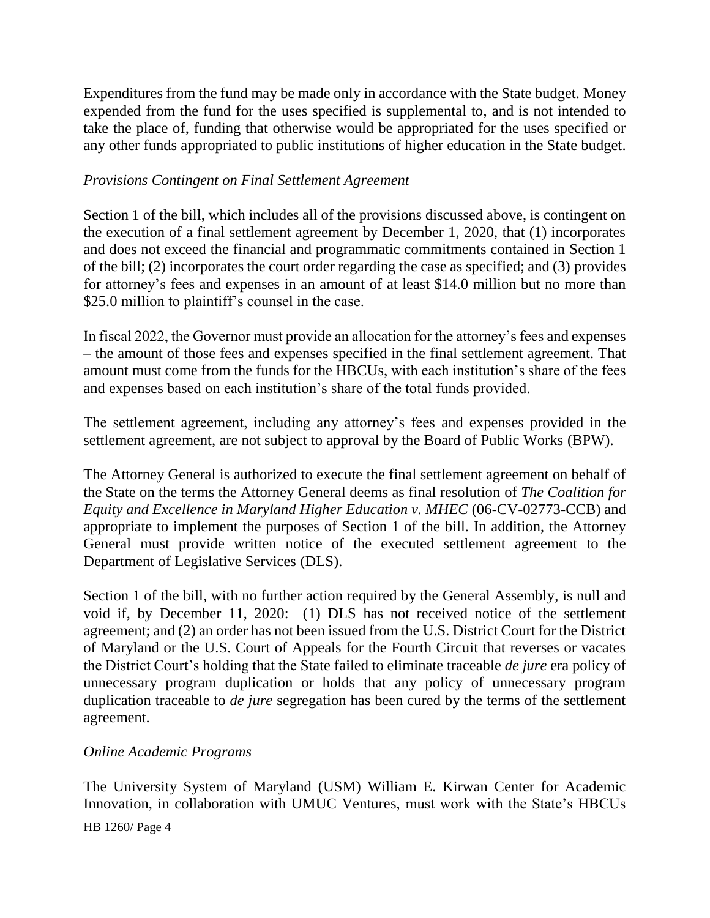Expenditures from the fund may be made only in accordance with the State budget. Money expended from the fund for the uses specified is supplemental to, and is not intended to take the place of, funding that otherwise would be appropriated for the uses specified or any other funds appropriated to public institutions of higher education in the State budget.

*Provisions Contingent on Final Settlement Agreement*

Section 1 of the bill, which includes all of the provisions discussed above, is contingent on the execution of a final settlement agreement by December 1, 2020, that (1) incorporates and does not exceed the financial and programmatic commitments contained in Section 1 of the bill; (2) incorporates the court order regarding the case as specified; and (3) provides for attorney's fees and expenses in an amount of at least \$14.0 million but no more than \$25.0 million to plaintiff's counsel in the case.

In fiscal 2022, the Governor must provide an allocation for the attorney's fees and expenses – the amount of those fees and expenses specified in the final settlement agreement. That amount must come from the funds for the HBCUs, with each institution's share of the fees and expenses based on each institution's share of the total funds provided.

The settlement agreement, including any attorney's fees and expenses provided in the settlement agreement, are not subject to approval by the Board of Public Works (BPW).

The Attorney General is authorized to execute the final settlement agreement on behalf of the State on the terms the Attorney General deems as final resolution of *The Coalition for Equity and Excellence in Maryland Higher Education v. MHEC* (06-CV-02773-CCB) and appropriate to implement the purposes of Section 1 of the bill. In addition, the Attorney General must provide written notice of the executed settlement agreement to the Department of Legislative Services (DLS).

Section 1 of the bill, with no further action required by the General Assembly, is null and void if, by December 11, 2020: (1) DLS has not received notice of the settlement agreement; and (2) an order has not been issued from the U.S. District Court for the District of Maryland or the U.S. Court of Appeals for the Fourth Circuit that reverses or vacates the District Court's holding that the State failed to eliminate traceable *de jure* era policy of unnecessary program duplication or holds that any policy of unnecessary program duplication traceable to *de jure* segregation has been cured by the terms of the settlement agreement.

*Online Academic Programs*

The University System of Maryland (USM) William E. Kirwan Center for Academic Innovation, in collaboration with UMUC Ventures, must work with the State's HBCUs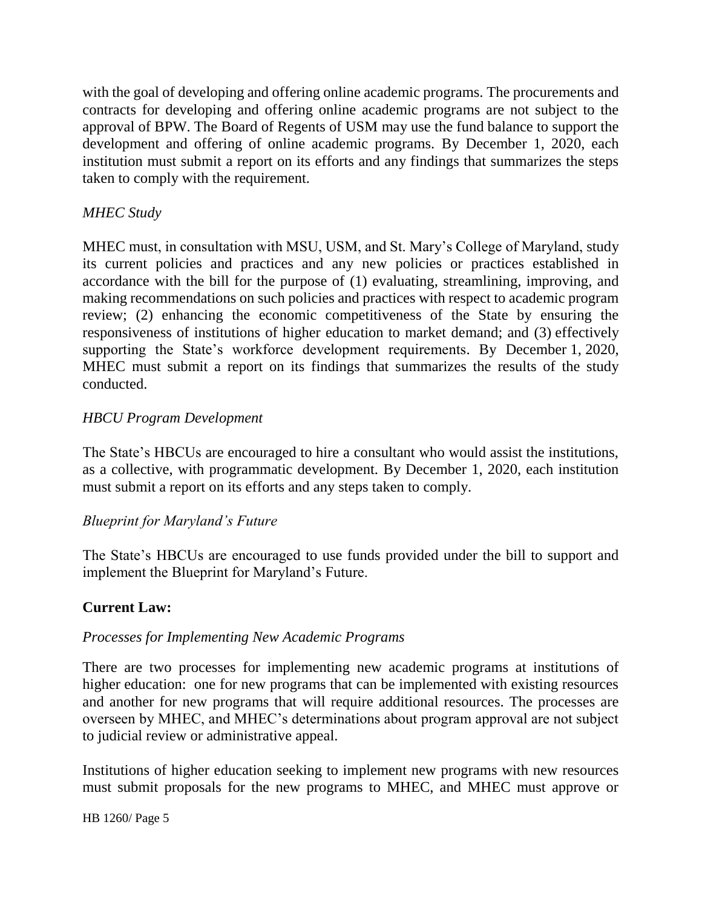with the goal of developing and offering online academic programs. The procurements and contracts for developing and offering online academic programs are not subject to the approval of BPW. The Board of Regents of USM may use the fund balance to support the development and offering of online academic programs. By December 1, 2020, each institution must submit a report on its efforts and any findings that summarizes the steps taken to comply with the requirement.

*MHEC Study*

MHEC must, in consultation with MSU, USM, and St. Mary's College of Maryland, study its current policies and practices and any new policies or practices established in accordance with the bill for the purpose of (1) evaluating, streamlining, improving, and making recommendations on such policies and practices with respect to academic program review; (2) enhancing the economic competitiveness of the State by ensuring the responsiveness of institutions of higher education to market demand; and (3) effectively supporting the State's workforce development requirements. By December 1, 2020, MHEC must submit a report on its findings that summarizes the results of the study conducted.

*HBCU Program Development*

The State's HBCUs are encouraged to hire a consultant who would assist the institutions, as a collective, with programmatic development. By December 1, 2020, each institution must submit a report on its efforts and any steps taken to comply.

*Blueprint for Maryland's Future*

The State's HBCUs are encouraged to use funds provided under the bill to support and implement the Blueprint for Maryland's Future.

**Current Law:**

*Processes for Implementing New Academic Programs*

There are two processes for implementing new academic programs at institutions of higher education: one for new programs that can be implemented with existing resources and another for new programs that will require additional resources. The processes are overseen by MHEC, and MHEC's determinations about program approval are not subject to judicial review or administrative appeal.

Institutions of higher education seeking to implement new programs with new resources must submit proposals for the new programs to MHEC, and MHEC must approve or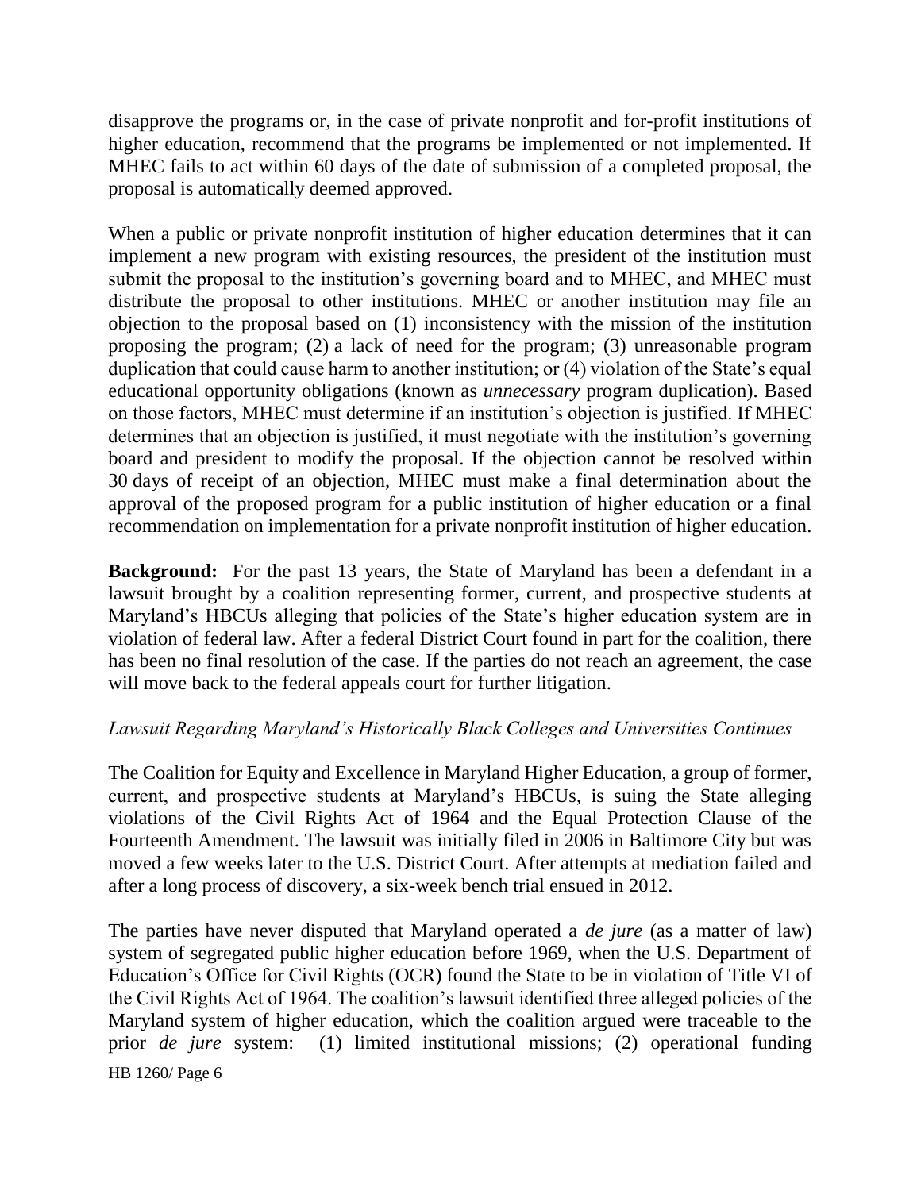disapprove the programs or, in the case of private nonprofit and for-profit institutions of higher education, recommend that the programs be implemented or not implemented. If MHEC fails to act within 60 days of the date of submission of a completed proposal, the proposal is automatically deemed approved.

When a public or private nonprofit institution of higher education determines that it can implement a new program with existing resources, the president of the institution must submit the proposal to the institution's governing board and to MHEC, and MHEC must distribute the proposal to other institutions. MHEC or another institution may file an objection to the proposal based on (1) inconsistency with the mission of the institution proposing the program; (2) a lack of need for the program; (3) unreasonable program duplication that could cause harm to another institution; or (4) violation of the State's equal educational opportunity obligations (known as *unnecessary* program duplication). Based on those factors, MHEC must determine if an institution's objection is justified. If MHEC determines that an objection is justified, it must negotiate with the institution's governing board and president to modify the proposal. If the objection cannot be resolved within 30 days of receipt of an objection, MHEC must make a final determination about the approval of the proposed program for a public institution of higher education or a final recommendation on implementation for a private nonprofit institution of higher education.

**Background:** For the past 13 years, the State of Maryland has been a defendant in a lawsuit brought by a coalition representing former, current, and prospective students at Maryland's HBCUs alleging that policies of the State's higher education system are in violation of federal law. After a federal District Court found in part for the coalition, there has been no final resolution of the case. If the parties do not reach an agreement, the case will move back to the federal appeals court for further litigation.

*Lawsuit Regarding Maryland's Historically Black Colleges and Universities Continues*

The Coalition for Equity and Excellence in Maryland Higher Education, a group of former, current, and prospective students at Maryland's HBCUs, is suing the State alleging violations of the Civil Rights Act of 1964 and the Equal Protection Clause of the Fourteenth Amendment. The lawsuit was initially filed in 2006 in Baltimore City but was moved a few weeks later to the U.S. District Court. After attempts at mediation failed and after a long process of discovery, a six-week bench trial ensued in 2012.

The parties have never disputed that Maryland operated a *de jure* (as a matter of law) system of segregated public higher education before 1969, when the U.S. Department of Education's Office for Civil Rights (OCR) found the State to be in violation of Title VI of the Civil Rights Act of 1964. The coalition's lawsuit identified three alleged policies of the Maryland system of higher education, which the coalition argued were traceable to the prior *de jure* system: (1) limited institutional missions; (2) operational funding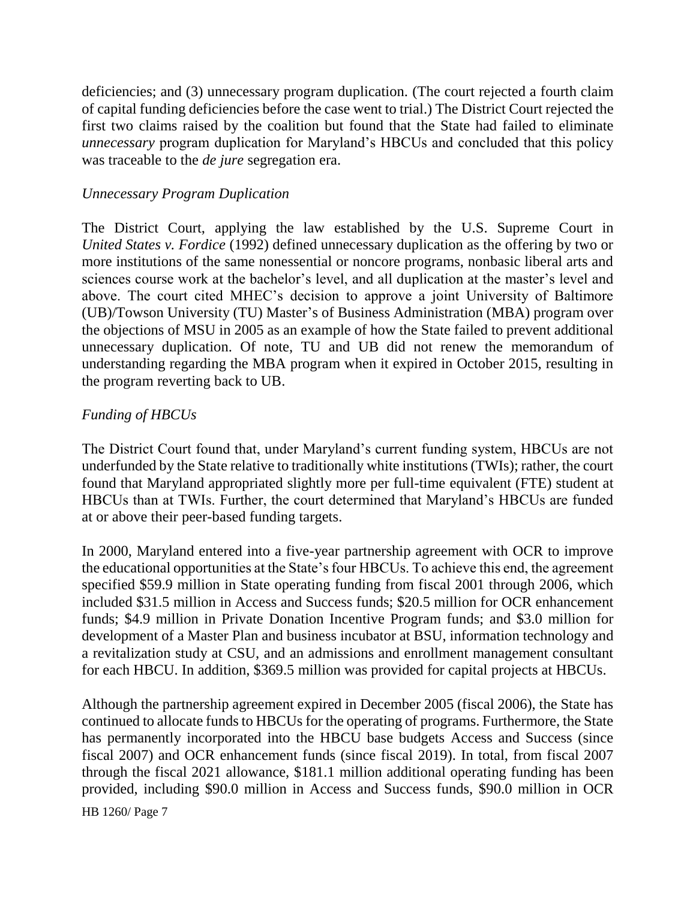deficiencies; and (3) unnecessary program duplication. (The court rejected a fourth claim of capital funding deficiencies before the case went to trial.) The District Court rejected the first two claims raised by the coalition but found that the State had failed to eliminate *unnecessary* program duplication for Maryland's HBCUs and concluded that this policy was traceable to the *de jure* segregation era.

*Unnecessary Program Duplication*

The District Court, applying the law established by the U.S. Supreme Court in *United States v. Fordice* (1992) defined unnecessary duplication as the offering by two or more institutions of the same nonessential or noncore programs, nonbasic liberal arts and sciences course work at the bachelor's level, and all duplication at the master's level and above. The court cited MHEC's decision to approve a joint University of Baltimore (UB)/Towson University (TU) Master's of Business Administration (MBA) program over the objections of MSU in 2005 as an example of how the State failed to prevent additional unnecessary duplication. Of note, TU and UB did not renew the memorandum of understanding regarding the MBA program when it expired in October 2015, resulting in the program reverting back to UB.

*Funding of HBCUs*

The District Court found that, under Maryland's current funding system, HBCUs are not underfunded by the State relative to traditionally white institutions (TWIs); rather, the court found that Maryland appropriated slightly more per full-time equivalent (FTE) student at HBCUs than at TWIs. Further, the court determined that Maryland's HBCUs are funded at or above their peer-based funding targets.

In 2000, Maryland entered into a five-year partnership agreement with OCR to improve the educational opportunities at the State's four HBCUs. To achieve this end, the agreement specified $59.9 million in State operating funding from fiscal 2001 through 2006, which included $31.5 million in Access and Success funds; $20.5 million for OCR enhancement funds; $4.9 million in Private Donation Incentive Program funds; and $3.0 million for development of a Master Plan and business incubator at BSU, information technology and a revitalization study at CSU, and an admissions and enrollment management consultant for each HBCU. In addition, $369.5 million was provided for capital projects at HBCUs.

Although the partnership agreement expired in December 2005 (fiscal 2006), the State has continued to allocate funds to HBCUs for the operating of programs. Furthermore, the State has permanently incorporated into the HBCU base budgets Access and Success (since fiscal 2007) and OCR enhancement funds (since fiscal 2019). In total, from fiscal 2007 through the fiscal 2021 allowance, $181.1 million additional operating funding has been provided, including $90.0 million in Access and Success funds, $90.0 million in OCR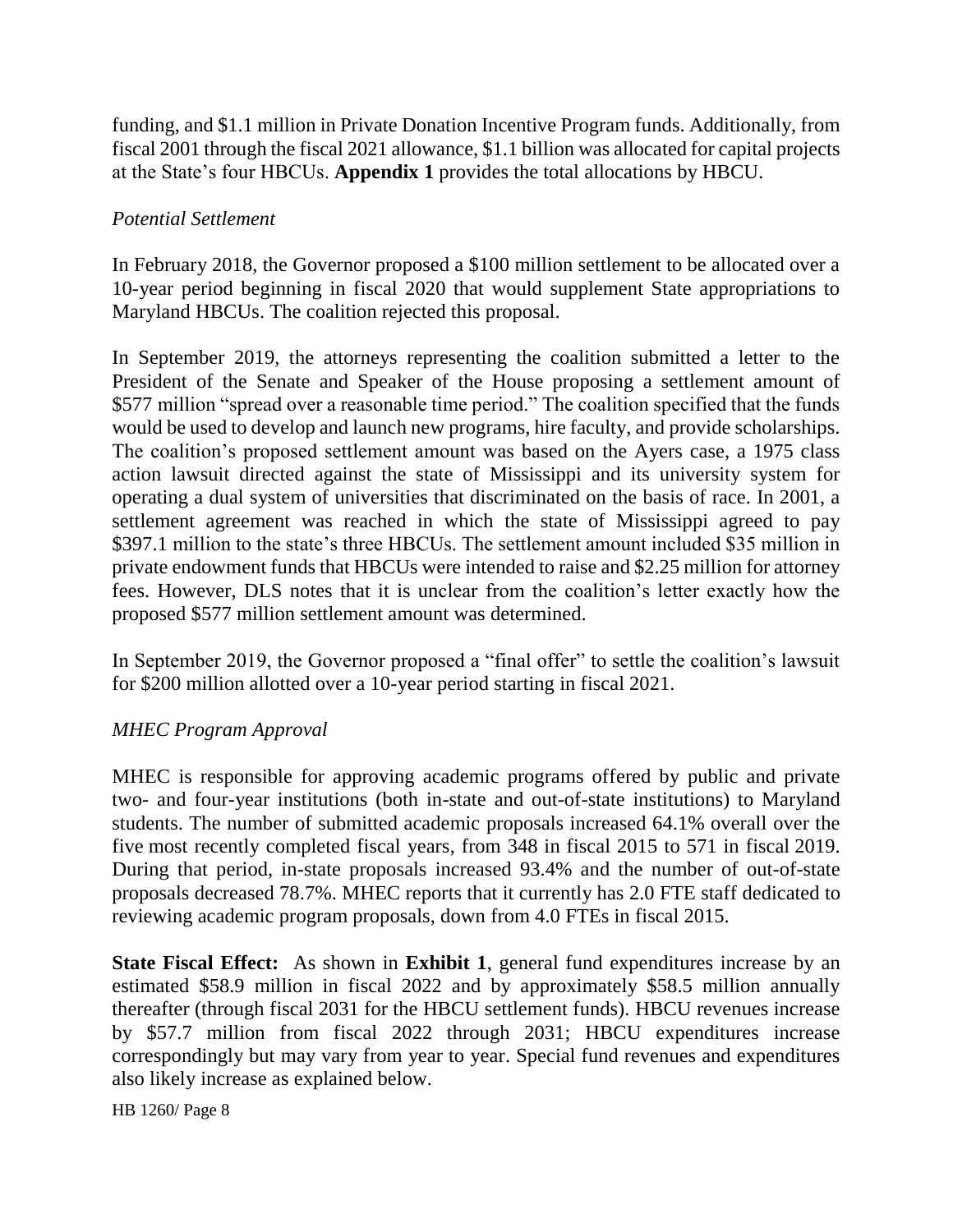funding, and $1.1 million in Private Donation Incentive Program funds. Additionally, from fiscal 2001 through the fiscal 2021 allowance, $1.1 billion was allocated for capital projects at the State's four HBCUs. **Appendix 1** provides the total allocations by HBCU.

*Potential Settlement*

In February 2018, the Governor proposed a $100 million settlement to be allocated over a 10-year period beginning in fiscal 2020 that would supplement State appropriations to Maryland HBCUs. The coalition rejected this proposal.

In September 2019, the attorneys representing the coalition submitted a letter to the President of the Senate and Speaker of the House proposing a settlement amount of $577 million "spread over a reasonable time period." The coalition specified that the funds would be used to develop and launch new programs, hire faculty, and provide scholarships. The coalition's proposed settlement amount was based on the Ayers case, a 1975 class action lawsuit directed against the state of Mississippi and its university system for operating a dual system of universities that discriminated on the basis of race. In 2001, a settlement agreement was reached in which the state of Mississippi agreed to pay $397.1 million to the state's three HBCUs. The settlement amount included $35 million in private endowment funds that HBCUs were intended to raise and $2.25 million for attorney fees. However, DLS notes that it is unclear from the coalition's letter exactly how the proposed $577 million settlement amount was determined.

In September 2019, the Governor proposed a "final offer" to settle the coalition's lawsuit for $200 million allotted over a 10-year period starting in fiscal 2021.

*MHEC Program Approval*

MHEC is responsible for approving academic programs offered by public and private two- and four-year institutions (both in-state and out-of-state institutions) to Maryland students. The number of submitted academic proposals increased 64.1% overall over the five most recently completed fiscal years, from 348 in fiscal 2015 to 571 in fiscal 2019. During that period, in-state proposals increased 93.4% and the number of out-of-state proposals decreased 78.7%. MHEC reports that it currently has 2.0 FTE staff dedicated to reviewing academic program proposals, down from 4.0 FTEs in fiscal 2015.

**State Fiscal Effect:** As shown in **Exhibit 1**, general fund expenditures increase by an estimated $58.9 million in fiscal 2022 and by approximately $58.5 million annually thereafter (through fiscal 2031 for the HBCU settlement funds). HBCU revenues increase by $57.7 million from fiscal 2022 through 2031; HBCU expenditures increase correspondingly but may vary from year to year. Special fund revenues and expenditures also likely increase as explained below.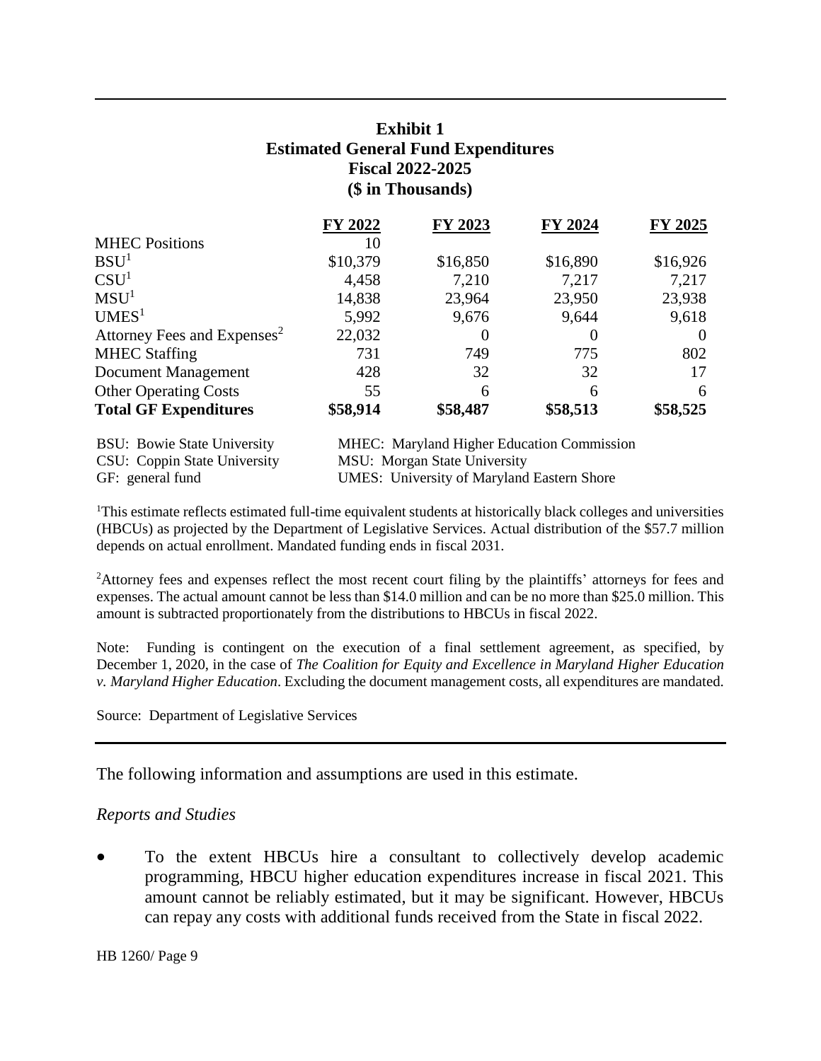**Exhibit 1**
**Estimated General Fund Expenditures**
**Fiscal 2022-2025**
**($ in Thousands)**

| | FY 2022 | FY 2023 | FY 2024 | FY 2025 |
|---|---|---|---|---|
| MHEC Positions | 10 | | | |
| BSU[1] | $10,379 | $16,850 | $16,890 | $16,926 |
| CSU[1] | 4,458 | 7,210 | 7,217 | 7,217 |
| MSU[1] | 14,838 | 23,964 | 23,950 | 23,938 |
| UMES[1] | 5,992 | 9,676 | 9,644 | 9,618 |
| Attorney Fees and Expenses[2] | 22,032 | 0 | 0 | 0 |
| MHEC Staffing | 731 | 749 | 775 | 802 |
| Document Management | 428 | 32 | 32 | 17 |
| Other Operating Costs | 55 | 6 | 6 | 6 |
| **Total GF Expenditures** | **$58,914** | **$58,487** | **$58,513** | **$58,525** |

BSU: Bowie State University
CSU: Coppin State University
GF: general fund
MHEC: Maryland Higher Education Commission
MSU: Morgan State University
UMES: University of Maryland Eastern Shore

[1]This estimate reflects estimated full-time equivalent students at historically black colleges and universities (HBCUs) as projected by the Department of Legislative Services. Actual distribution of the $57.7 million depends on actual enrollment. Mandated funding ends in fiscal 2031.

[2]Attorney fees and expenses reflect the most recent court filing by the plaintiffs' attorneys for fees and expenses. The actual amount cannot be less than $14.0 million and can be no more than $25.0 million. This amount is subtracted proportionately from the distributions to HBCUs in fiscal 2022.

Note: Funding is contingent on the execution of a final settlement agreement, as specified, by December 1, 2020, in the case of *The Coalition for Equity and Excellence in Maryland Higher Education v. Maryland Higher Education*. Excluding the document management costs, all expenditures are mandated.

Source: Department of Legislative Services

The following information and assumptions are used in this estimate.

*Reports and Studies*

- To the extent HBCUs hire a consultant to collectively develop academic programming, HBCU higher education expenditures increase in fiscal 2021. This amount cannot be reliably estimated, but it may be significant. However, HBCUs can repay any costs with additional funds received from the State in fiscal 2022.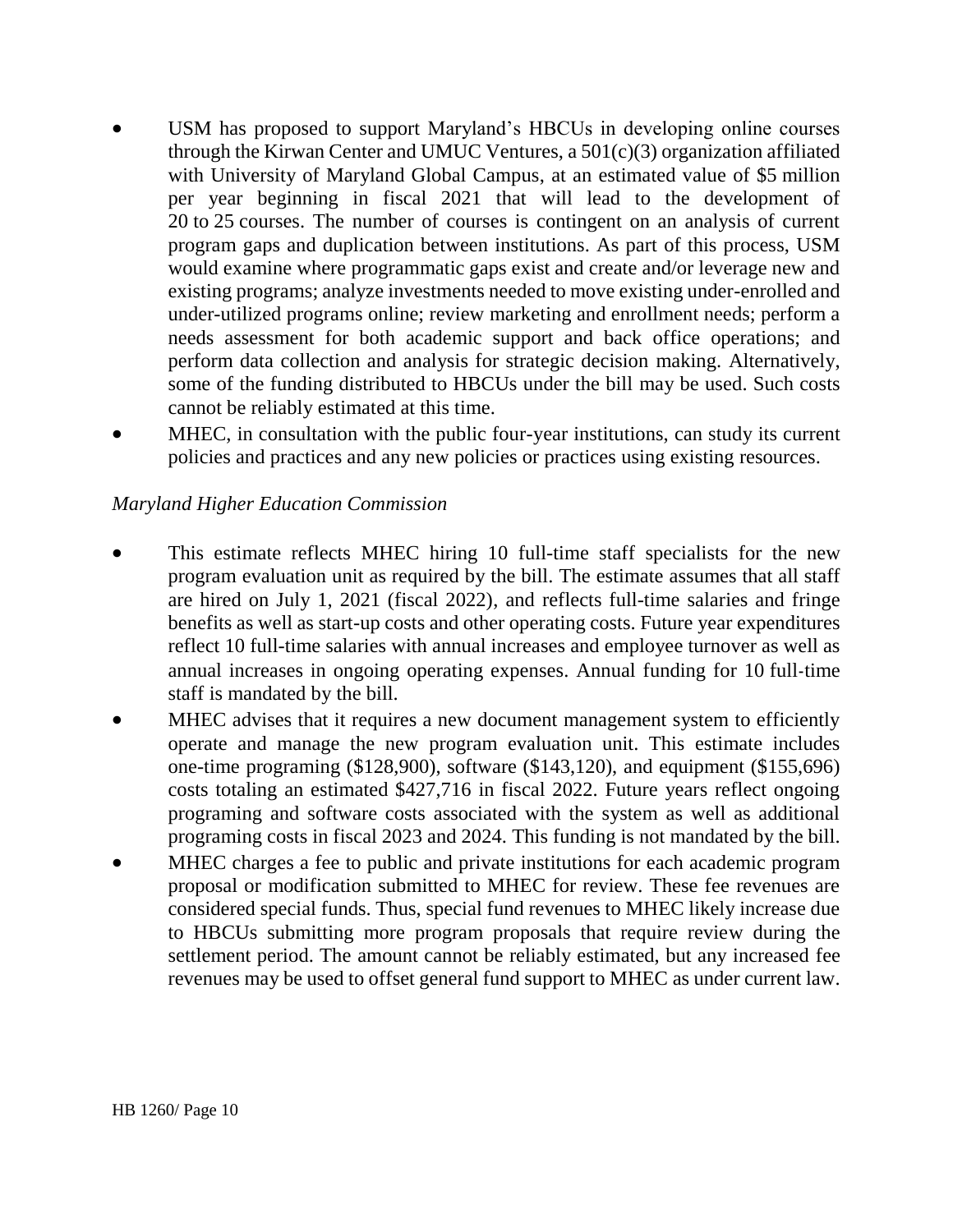- USM has proposed to support Maryland's HBCUs in developing online courses through the Kirwan Center and UMUC Ventures, a 501(c)(3) organization affiliated with University of Maryland Global Campus, at an estimated value of $5 million per year beginning in fiscal 2021 that will lead to the development of 20 to 25 courses. The number of courses is contingent on an analysis of current program gaps and duplication between institutions. As part of this process, USM would examine where programmatic gaps exist and create and/or leverage new and existing programs; analyze investments needed to move existing under-enrolled and under-utilized programs online; review marketing and enrollment needs; perform a needs assessment for both academic support and back office operations; and perform data collection and analysis for strategic decision making. Alternatively, some of the funding distributed to HBCUs under the bill may be used. Such costs cannot be reliably estimated at this time.
- MHEC, in consultation with the public four-year institutions, can study its current policies and practices and any new policies or practices using existing resources.

*Maryland Higher Education Commission*

- This estimate reflects MHEC hiring 10 full-time staff specialists for the new program evaluation unit as required by the bill. The estimate assumes that all staff are hired on July 1, 2021 (fiscal 2022), and reflects full-time salaries and fringe benefits as well as start-up costs and other operating costs. Future year expenditures reflect 10 full-time salaries with annual increases and employee turnover as well as annual increases in ongoing operating expenses. Annual funding for 10 full-time staff is mandated by the bill.
- MHEC advises that it requires a new document management system to efficiently operate and manage the new program evaluation unit. This estimate includes one-time programing ($128,900), software ($143,120), and equipment ($155,696) costs totaling an estimated $427,716 in fiscal 2022. Future years reflect ongoing programing and software costs associated with the system as well as additional programing costs in fiscal 2023 and 2024. This funding is not mandated by the bill.
- MHEC charges a fee to public and private institutions for each academic program proposal or modification submitted to MHEC for review. These fee revenues are considered special funds. Thus, special fund revenues to MHEC likely increase due to HBCUs submitting more program proposals that require review during the settlement period. The amount cannot be reliably estimated, but any increased fee revenues may be used to offset general fund support to MHEC as under current law.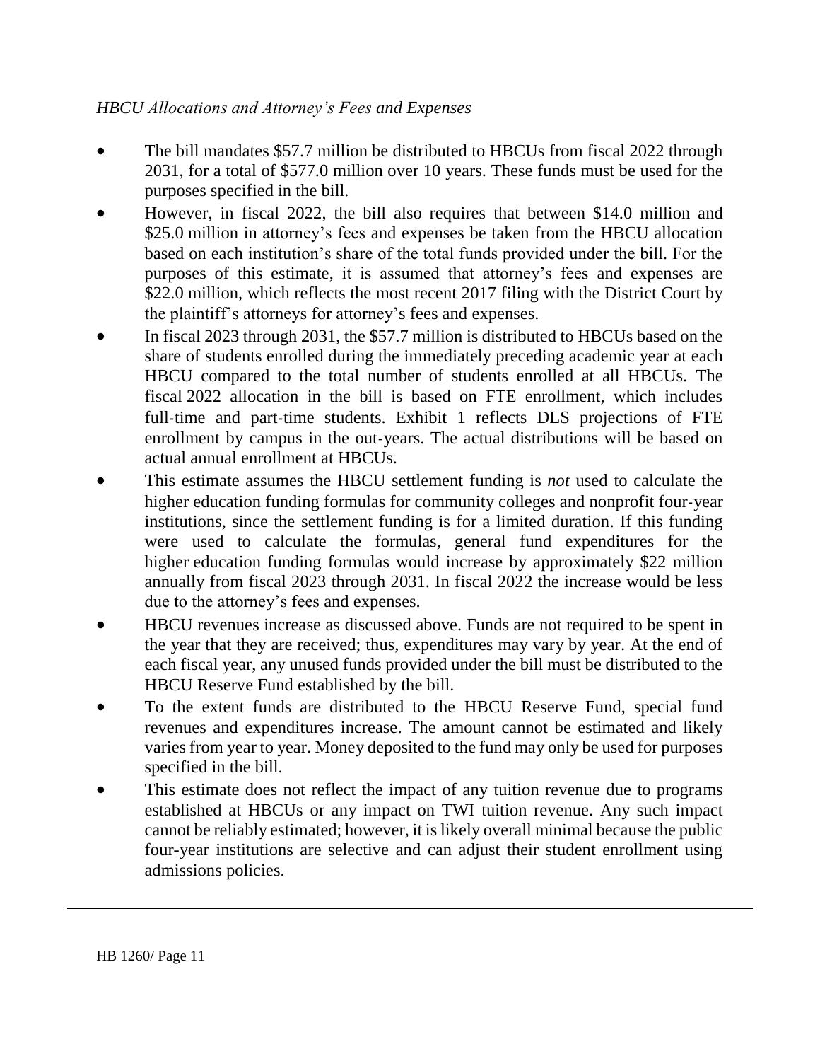*HBCU Allocations and Attorney's Fees and Expenses*

- The bill mandates $57.7 million be distributed to HBCUs from fiscal 2022 through 2031, for a total of $577.0 million over 10 years. These funds must be used for the purposes specified in the bill.
- However, in fiscal 2022, the bill also requires that between $14.0 million and $25.0 million in attorney's fees and expenses be taken from the HBCU allocation based on each institution's share of the total funds provided under the bill. For the purposes of this estimate, it is assumed that attorney's fees and expenses are $22.0 million, which reflects the most recent 2017 filing with the District Court by the plaintiff's attorneys for attorney's fees and expenses.
- In fiscal 2023 through 2031, the $57.7 million is distributed to HBCUs based on the share of students enrolled during the immediately preceding academic year at each HBCU compared to the total number of students enrolled at all HBCUs. The fiscal 2022 allocation in the bill is based on FTE enrollment, which includes full-time and part-time students. Exhibit 1 reflects DLS projections of FTE enrollment by campus in the out-years. The actual distributions will be based on actual annual enrollment at HBCUs.
- This estimate assumes the HBCU settlement funding is *not* used to calculate the higher education funding formulas for community colleges and nonprofit four-year institutions, since the settlement funding is for a limited duration. If this funding were used to calculate the formulas, general fund expenditures for the higher education funding formulas would increase by approximately $22 million annually from fiscal 2023 through 2031. In fiscal 2022 the increase would be less due to the attorney's fees and expenses.
- HBCU revenues increase as discussed above. Funds are not required to be spent in the year that they are received; thus, expenditures may vary by year. At the end of each fiscal year, any unused funds provided under the bill must be distributed to the HBCU Reserve Fund established by the bill.
- To the extent funds are distributed to the HBCU Reserve Fund, special fund revenues and expenditures increase. The amount cannot be estimated and likely varies from year to year. Money deposited to the fund may only be used for purposes specified in the bill.
- This estimate does not reflect the impact of any tuition revenue due to programs established at HBCUs or any impact on TWI tuition revenue. Any such impact cannot be reliably estimated; however, it is likely overall minimal because the public four-year institutions are selective and can adjust their student enrollment using admissions policies.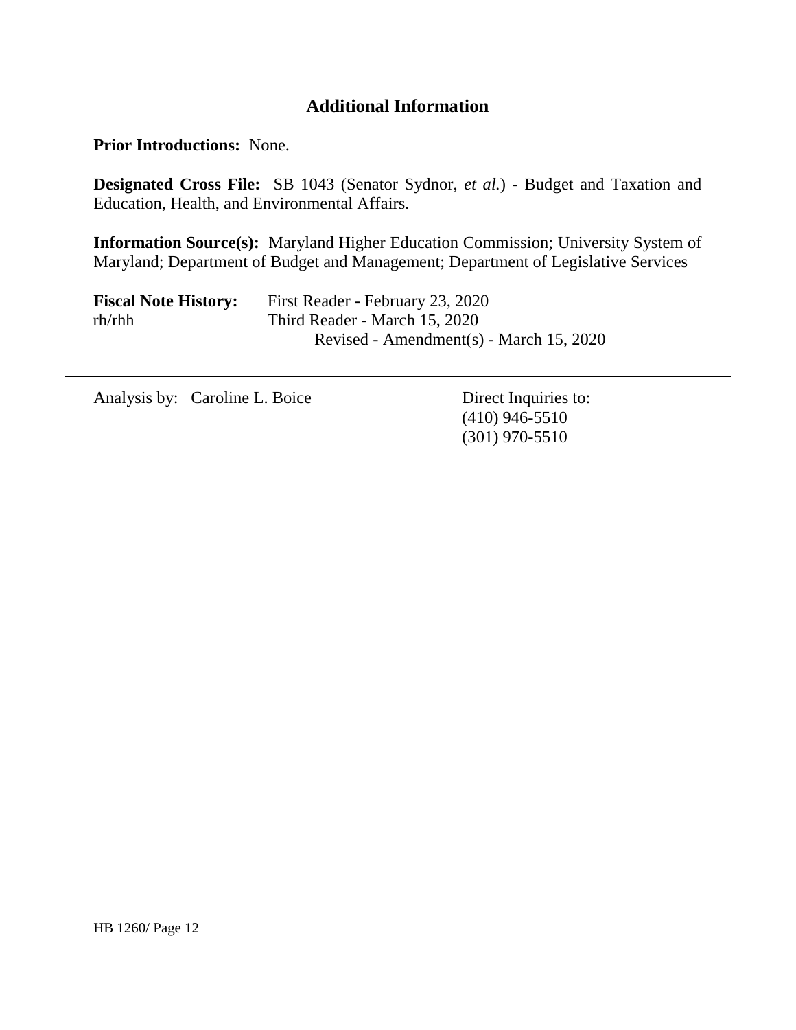## Additional Information

**Prior Introductions:** None.

**Designated Cross File:** SB 1043 (Senator Sydnor, *et al.*) - Budget and Taxation and Education, Health, and Environmental Affairs.

**Information Source(s):** Maryland Higher Education Commission; University System of Maryland; Department of Budget and Management; Department of Legislative Services

**Fiscal Note History:** First Reader - February 23, 2020
rh/rhh Third Reader - March 15, 2020
Revised - Amendment(s) - March 15, 2020

---

Analysis by: Caroline L. Boice

Direct Inquiries to:
(410) 946-5510
(301) 970-5510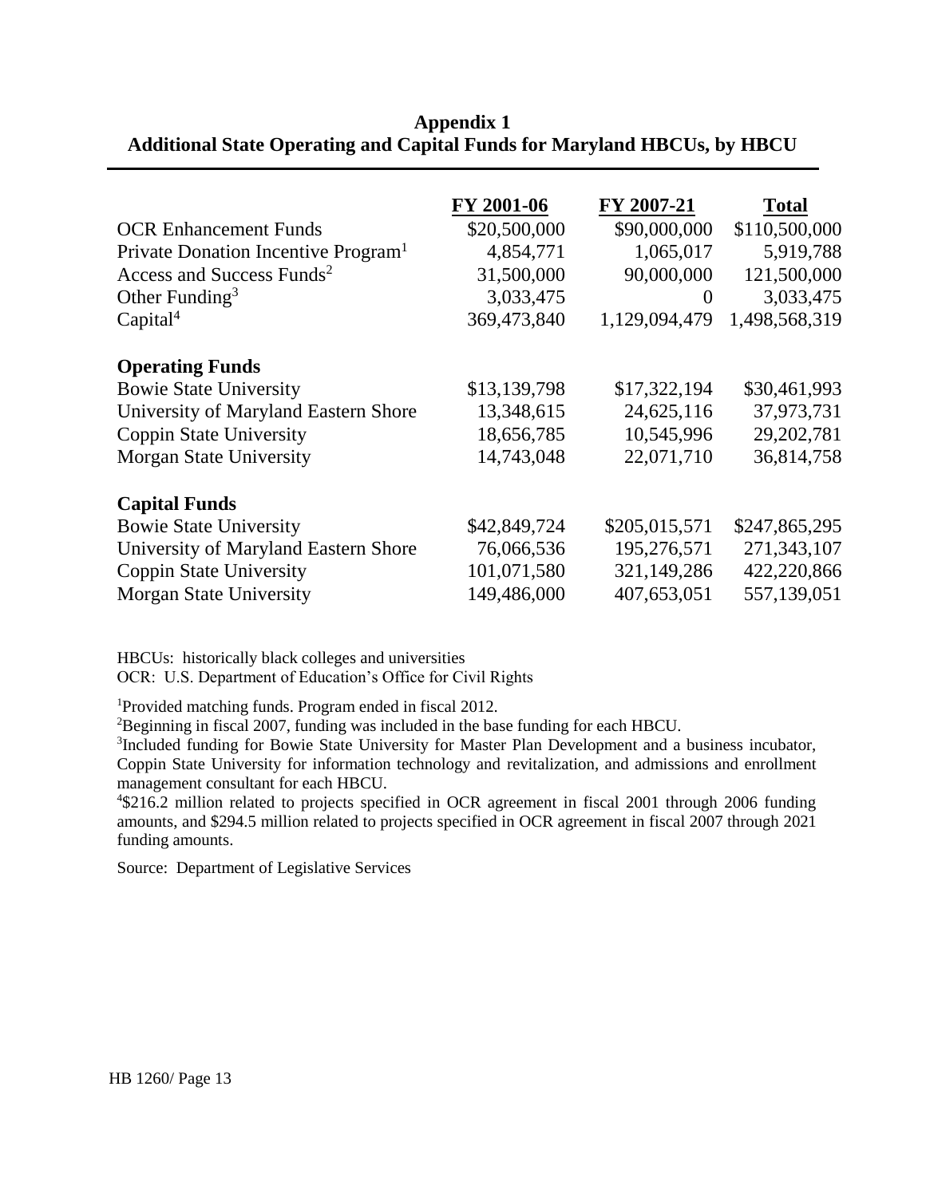**Appendix 1**
**Additional State Operating and Capital Funds for Maryland HBCUs, by HBCU**

| | FY 2001-06 | FY 2007-21 | Total |
|---|---|---|---|
| OCR Enhancement Funds | $20,500,000 | $90,000,000 | $110,500,000 |
| Private Donation Incentive Program[1] | 4,854,771 | 1,065,017 | 5,919,788 |
| Access and Success Funds[2] | 31,500,000 | 90,000,000 | 121,500,000 |
| Other Funding[3] | 3,033,475 | 0 | 3,033,475 |
| Capital[4] | 369,473,840 | 1,129,094,479 | 1,498,568,319 |
| **Operating Funds** | | | |
| Bowie State University | $13,139,798 | $17,322,194 | $30,461,993 |
| University of Maryland Eastern Shore | 13,348,615 | 24,625,116 | 37,973,731 |
| Coppin State University | 18,656,785 | 10,545,996 | 29,202,781 |
| Morgan State University | 14,743,048 | 22,071,710 | 36,814,758 |
| **Capital Funds** | | | |
| Bowie State University | $42,849,724 | $205,015,571 | $247,865,295 |
| University of Maryland Eastern Shore | 76,066,536 | 195,276,571 | 271,343,107 |
| Coppin State University | 101,071,580 | 321,149,286 | 422,220,866 |
| Morgan State University | 149,486,000 | 407,653,051 | 557,139,051 |

HBCUs: historically black colleges and universities
OCR: U.S. Department of Education's Office for Civil Rights

[1]Provided matching funds. Program ended in fiscal 2012.
[2]Beginning in fiscal 2007, funding was included in the base funding for each HBCU.
[3]Included funding for Bowie State University for Master Plan Development and a business incubator, Coppin State University for information technology and revitalization, and admissions and enrollment management consultant for each HBCU.
[4]$216.2 million related to projects specified in OCR agreement in fiscal 2001 through 2006 funding amounts, and $294.5 million related to projects specified in OCR agreement in fiscal 2007 through 2021 funding amounts.

Source: Department of Legislative Services